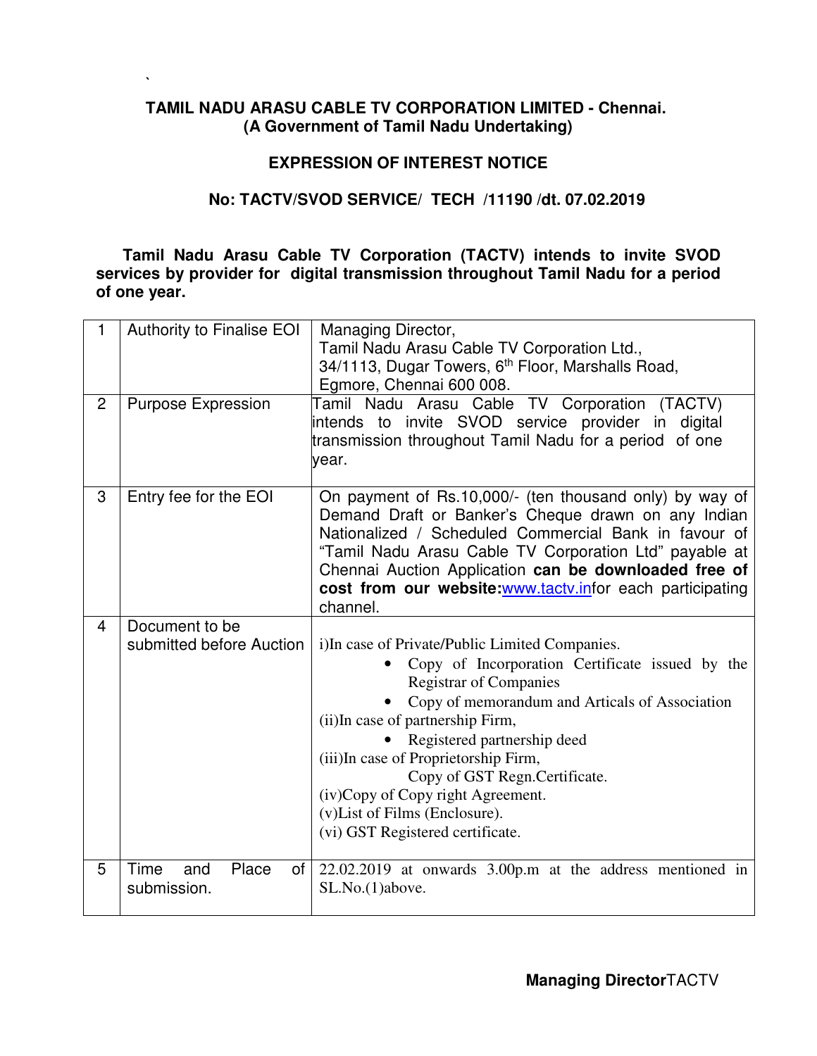**TAMIL NADU ARASU CABLE TV CORPORATION LIMITED - Chennai.**
**(A Government of Tamil Nadu Undertaking)**

## EXPRESSION OF INTEREST NOTICE

**No: TACTV/SVOD SERVICE/ TECH /11190 /dt. 07.02.2019**

**Tamil Nadu Arasu Cable TV Corporation (TACTV) intends to invite SVOD services by provider for digital transmission throughout Tamil Nadu for a period of one year.**

| | | |
|---|---|---|
| 1 | Authority to Finalise EOI | Managing Director,<br>Tamil Nadu Arasu Cable TV Corporation Ltd.,<br>34/1113, Dugar Towers, 6th Floor, Marshalls Road,<br>Egmore, Chennai 600 008. |
| 2 | Purpose Expression | Tamil Nadu Arasu Cable TV Corporation (TACTV) intends to invite SVOD service provider in digital transmission throughout Tamil Nadu for a period of one year. |
| 3 | Entry fee for the EOI | On payment of Rs.10,000/- (ten thousand only) by way of Demand Draft or Banker's Cheque drawn on any Indian Nationalized / Scheduled Commercial Bank in favour of "Tamil Nadu Arasu Cable TV Corporation Ltd" payable at Chennai Auction Application **can be downloaded free of cost from our website:**www.tactv.infor each participating channel. |
| 4 | Document to be submitted before Auction | i)In case of Private/Public Limited Companies.<br>• Copy of Incorporation Certificate issued by the Registrar of Companies<br>• Copy of memorandum and Articals of Association<br>(ii)In case of partnership Firm,<br>• Registered partnership deed<br>(iii)In case of Proprietorship Firm,<br>Copy of GST Regn.Certificate.<br>(iv)Copy of Copy right Agreement.<br>(v)List of Films (Enclosure).<br>(vi) GST Registered certificate. |
| 5 | Time and Place of submission. | 22.02.2019 at onwards 3.00p.m at the address mentioned in SL.No.(1)above. |

**Managing Director**TACTV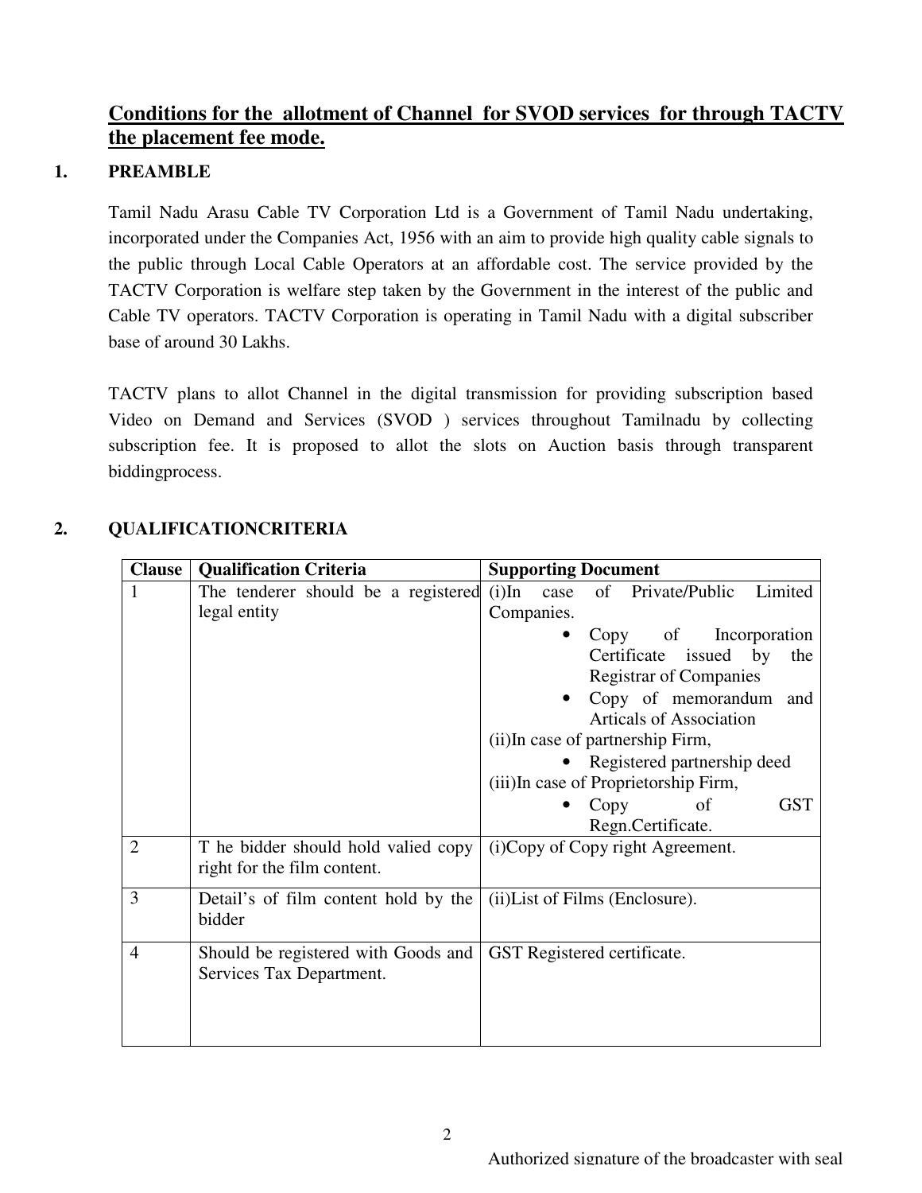## Conditions for the allotment of Channel for SVOD services for through TACTV the placement fee mode.

### 1. PREAMBLE

Tamil Nadu Arasu Cable TV Corporation Ltd is a Government of Tamil Nadu undertaking, incorporated under the Companies Act, 1956 with an aim to provide high quality cable signals to the public through Local Cable Operators at an affordable cost. The service provided by the TACTV Corporation is welfare step taken by the Government in the interest of the public and Cable TV operators. TACTV Corporation is operating in Tamil Nadu with a digital subscriber base of around 30 Lakhs.

TACTV plans to allot Channel in the digital transmission for providing subscription based Video on Demand and Services (SVOD ) services throughout Tamilnadu by collecting subscription fee. It is proposed to allot the slots on Auction basis through transparent biddingprocess.

### 2. QUALIFICATIONCRITERIA

| Clause | Qualification Criteria | Supporting Document |
|---|---|---|
| 1 | The tenderer should be a registered legal entity | (i)In case of Private/Public Limited Companies.<br>• Copy of Incorporation Certificate issued by the Registrar of Companies<br>• Copy of memorandum and Articals of Association<br>(ii)In case of partnership Firm,<br>• Registered partnership deed<br>(iii)In case of Proprietorship Firm,<br>• Copy of GST Regn.Certificate. |
| 2 | T he bidder should hold valied copy right for the film content. | (i)Copy of Copy right Agreement. |
| 3 | Detail's of film content hold by the bidder | (ii)List of Films (Enclosure). |
| 4 | Should be registered with Goods and Services Tax Department. | GST Registered certificate. |

Authorized signature of the broadcaster with seal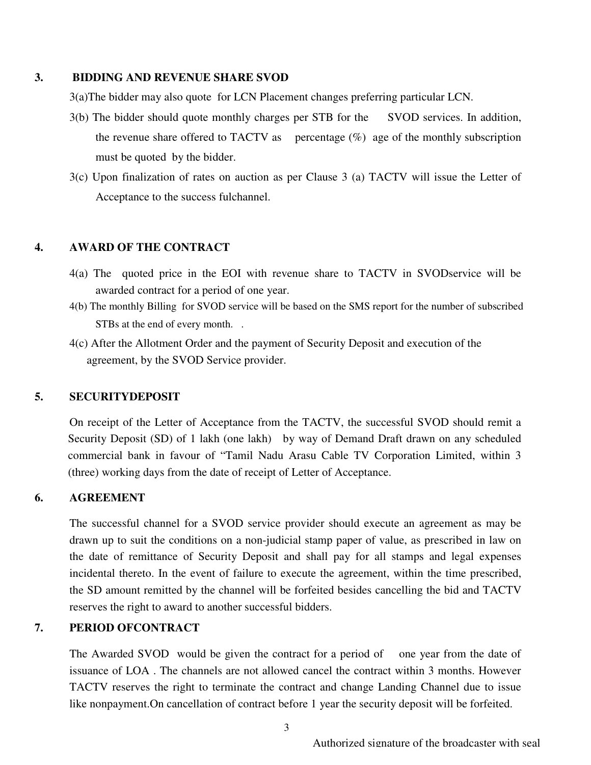## 3. BIDDING AND REVENUE SHARE SVOD

3(a)The bidder may also quote for LCN Placement changes preferring particular LCN.

3(b) The bidder should quote monthly charges per STB for the SVOD services. In addition, the revenue share offered to TACTV as percentage (%) age of the monthly subscription must be quoted by the bidder.

3(c) Upon finalization of rates on auction as per Clause 3 (a) TACTV will issue the Letter of Acceptance to the success fulchannel.

## 4. AWARD OF THE CONTRACT

4(a) The quoted price in the EOI with revenue share to TACTV in SVODservice will be awarded contract for a period of one year.

4(b) The monthly Billing for SVOD service will be based on the SMS report for the number of subscribed STBs at the end of every month. .

4(c) After the Allotment Order and the payment of Security Deposit and execution of the agreement, by the SVOD Service provider.

## 5. SECURITYDEPOSIT

On receipt of the Letter of Acceptance from the TACTV, the successful SVOD should remit a Security Deposit (SD) of 1 lakh (one lakh) by way of Demand Draft drawn on any scheduled commercial bank in favour of "Tamil Nadu Arasu Cable TV Corporation Limited, within 3 (three) working days from the date of receipt of Letter of Acceptance.

## 6. AGREEMENT

The successful channel for a SVOD service provider should execute an agreement as may be drawn up to suit the conditions on a non-judicial stamp paper of value, as prescribed in law on the date of remittance of Security Deposit and shall pay for all stamps and legal expenses incidental thereto. In the event of failure to execute the agreement, within the time prescribed, the SD amount remitted by the channel will be forfeited besides cancelling the bid and TACTV reserves the right to award to another successful bidders.

## 7. PERIOD OFCONTRACT

The Awarded SVOD would be given the contract for a period of one year from the date of issuance of LOA . The channels are not allowed cancel the contract within 3 months. However TACTV reserves the right to terminate the contract and change Landing Channel due to issue like nonpayment.On cancellation of contract before 1 year the security deposit will be forfeited.

Authorized signature of the broadcaster with seal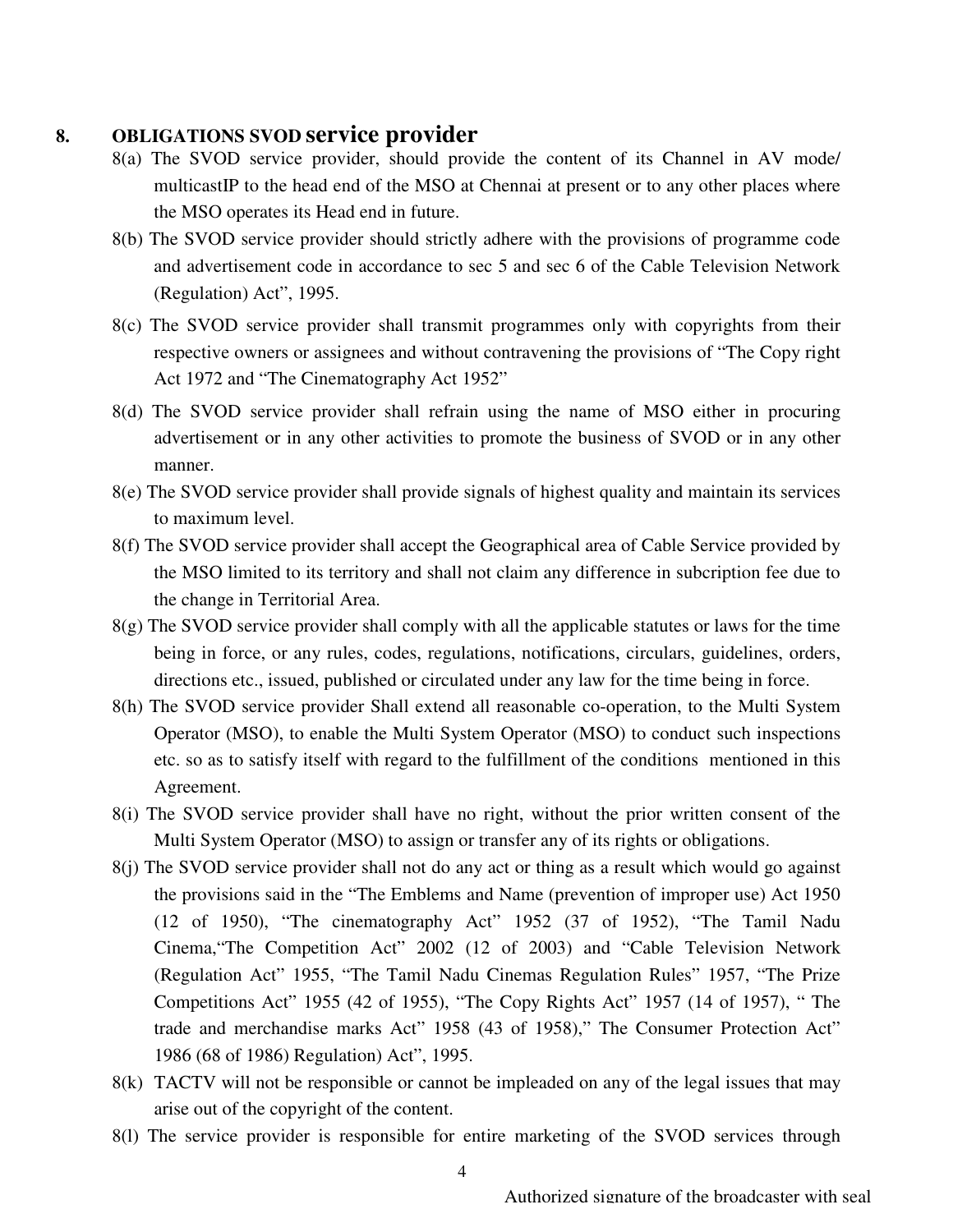## 8. OBLIGATIONS SVOD service provider

8(a) The SVOD service provider, should provide the content of its Channel in AV mode/ multicastIP to the head end of the MSO at Chennai at present or to any other places where the MSO operates its Head end in future.

8(b) The SVOD service provider should strictly adhere with the provisions of programme code and advertisement code in accordance to sec 5 and sec 6 of the Cable Television Network (Regulation) Act", 1995.

8(c) The SVOD service provider shall transmit programmes only with copyrights from their respective owners or assignees and without contravening the provisions of "The Copy right Act 1972 and "The Cinematography Act 1952"

8(d) The SVOD service provider shall refrain using the name of MSO either in procuring advertisement or in any other activities to promote the business of SVOD or in any other manner.

8(e) The SVOD service provider shall provide signals of highest quality and maintain its services to maximum level.

8(f) The SVOD service provider shall accept the Geographical area of Cable Service provided by the MSO limited to its territory and shall not claim any difference in subcription fee due to the change in Territorial Area.

8(g) The SVOD service provider shall comply with all the applicable statutes or laws for the time being in force, or any rules, codes, regulations, notifications, circulars, guidelines, orders, directions etc., issued, published or circulated under any law for the time being in force.

8(h) The SVOD service provider Shall extend all reasonable co-operation, to the Multi System Operator (MSO), to enable the Multi System Operator (MSO) to conduct such inspections etc. so as to satisfy itself with regard to the fulfillment of the conditions mentioned in this Agreement.

8(i) The SVOD service provider shall have no right, without the prior written consent of the Multi System Operator (MSO) to assign or transfer any of its rights or obligations.

8(j) The SVOD service provider shall not do any act or thing as a result which would go against the provisions said in the "The Emblems and Name (prevention of improper use) Act 1950 (12 of 1950), "The cinematography Act" 1952 (37 of 1952), "The Tamil Nadu Cinema,"The Competition Act" 2002 (12 of 2003) and "Cable Television Network (Regulation Act" 1955, "The Tamil Nadu Cinemas Regulation Rules" 1957, "The Prize Competitions Act" 1955 (42 of 1955), "The Copy Rights Act" 1957 (14 of 1957), " The trade and merchandise marks Act" 1958 (43 of 1958)," The Consumer Protection Act" 1986 (68 of 1986) Regulation) Act", 1995.

8(k) TACTV will not be responsible or cannot be impleaded on any of the legal issues that may arise out of the copyright of the content.

8(l) The service provider is responsible for entire marketing of the SVOD services through

Authorized signature of the broadcaster with seal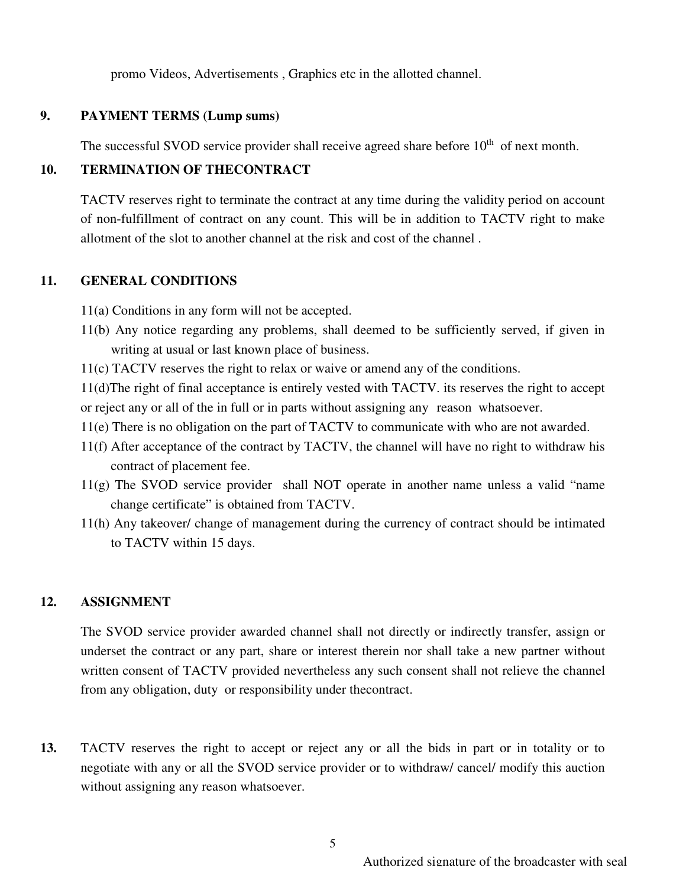promo Videos, Advertisements , Graphics etc in the allotted channel.

**9. PAYMENT TERMS (Lump sums)**

The successful SVOD service provider shall receive agreed share before 10th of next month.

**10. TERMINATION OF THECONTRACT**

TACTV reserves right to terminate the contract at any time during the validity period on account of non-fulfillment of contract on any count. This will be in addition to TACTV right to make allotment of the slot to another channel at the risk and cost of the channel .

**11. GENERAL CONDITIONS**

11(a) Conditions in any form will not be accepted.

11(b) Any notice regarding any problems, shall deemed to be sufficiently served, if given in writing at usual or last known place of business.

11(c) TACTV reserves the right to relax or waive or amend any of the conditions.

11(d)The right of final acceptance is entirely vested with TACTV. its reserves the right to accept or reject any or all of the in full or in parts without assigning any reason whatsoever.

11(e) There is no obligation on the part of TACTV to communicate with who are not awarded.

11(f) After acceptance of the contract by TACTV, the channel will have no right to withdraw his contract of placement fee.

11(g) The SVOD service provider shall NOT operate in another name unless a valid "name change certificate" is obtained from TACTV.

11(h) Any takeover/ change of management during the currency of contract should be intimated to TACTV within 15 days.

**12. ASSIGNMENT**

The SVOD service provider awarded channel shall not directly or indirectly transfer, assign or underset the contract or any part, share or interest therein nor shall take a new partner without written consent of TACTV provided nevertheless any such consent shall not relieve the channel from any obligation, duty or responsibility under thecontract.

**13.** TACTV reserves the right to accept or reject any or all the bids in part or in totality or to negotiate with any or all the SVOD service provider or to withdraw/ cancel/ modify this auction without assigning any reason whatsoever.

Authorized signature of the broadcaster with seal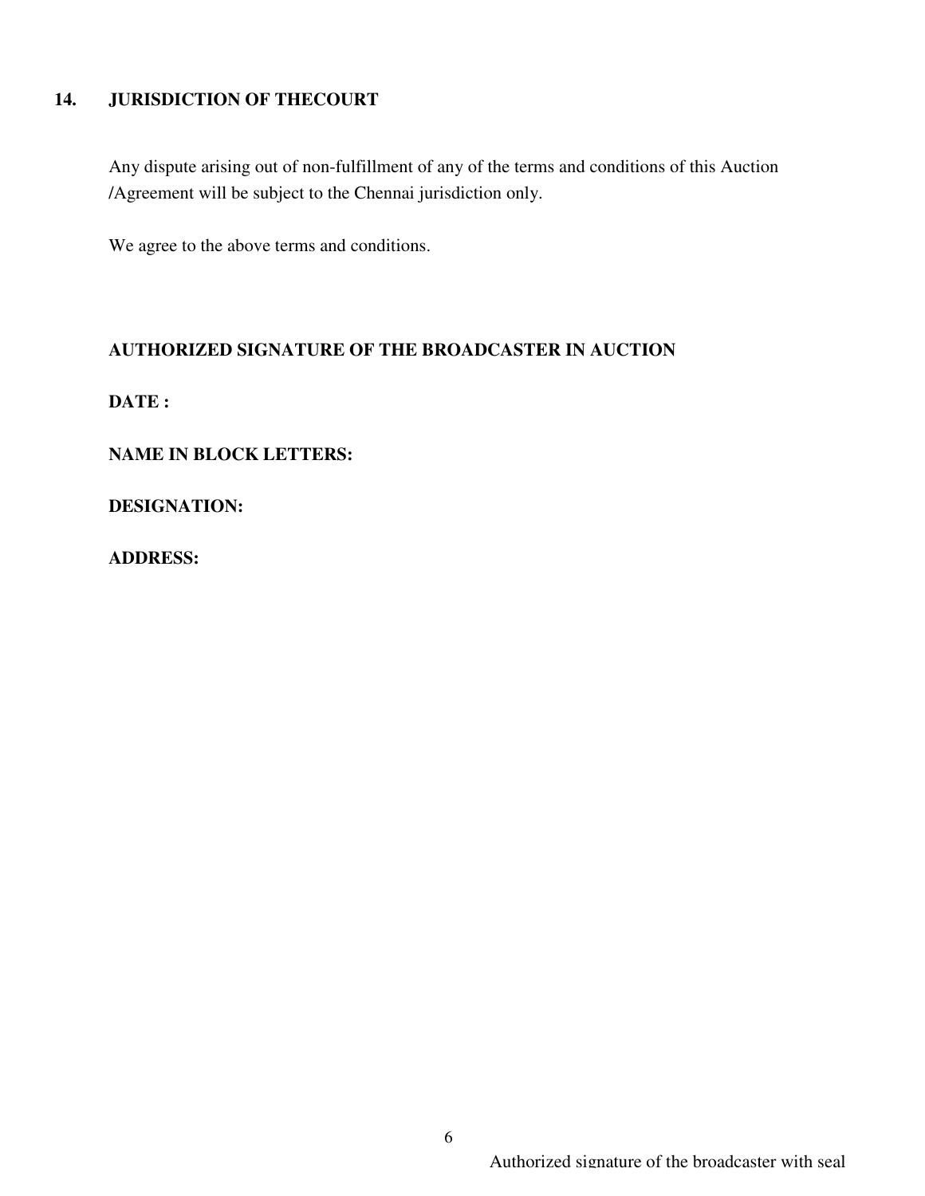## 14. JURISDICTION OF THECOURT

Any dispute arising out of non-fulfillment of any of the terms and conditions of this Auction /Agreement will be subject to the Chennai jurisdiction only.

We agree to the above terms and conditions.

**AUTHORIZED SIGNATURE OF THE BROADCASTER IN AUCTION**

**DATE :**

**NAME IN BLOCK LETTERS:**

**DESIGNATION:**

**ADDRESS:**

Authorized signature of the broadcaster with seal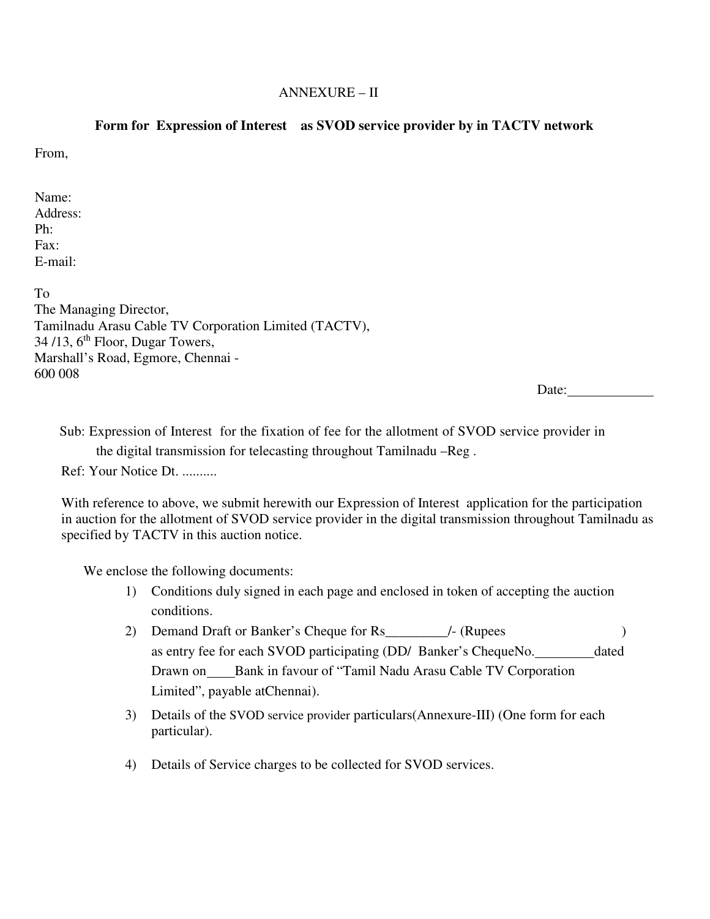ANNEXURE – II

**Form for Expression of Interest as SVOD service provider by in TACTV network**

From,

Name:
Address:
Ph:
Fax:
E-mail:

To
The Managing Director,
Tamilnadu Arasu Cable TV Corporation Limited (TACTV),
34 /13, 6th Floor, Dugar Towers,
Marshall's Road, Egmore, Chennai -
600 008

Date:____________

Sub: Expression of Interest for the fixation of fee for the allotment of SVOD service provider in the digital transmission for telecasting throughout Tamilnadu –Reg .

Ref: Your Notice Dt. ..........

With reference to above, we submit herewith our Expression of Interest application for the participation in auction for the allotment of SVOD service provider in the digital transmission throughout Tamilnadu as specified by TACTV in this auction notice.

We enclose the following documents:

1) Conditions duly signed in each page and enclosed in token of accepting the auction conditions.
2) Demand Draft or Banker's Cheque for Rs_________/- (Rupees                    ) as entry fee for each SVOD participating (DD/ Banker's ChequeNo.________dated Drawn on____Bank in favour of "Tamil Nadu Arasu Cable TV Corporation Limited", payable atChennai).
3) Details of the SVOD service provider particulars(Annexure-III) (One form for each particular).
4) Details of Service charges to be collected for SVOD services.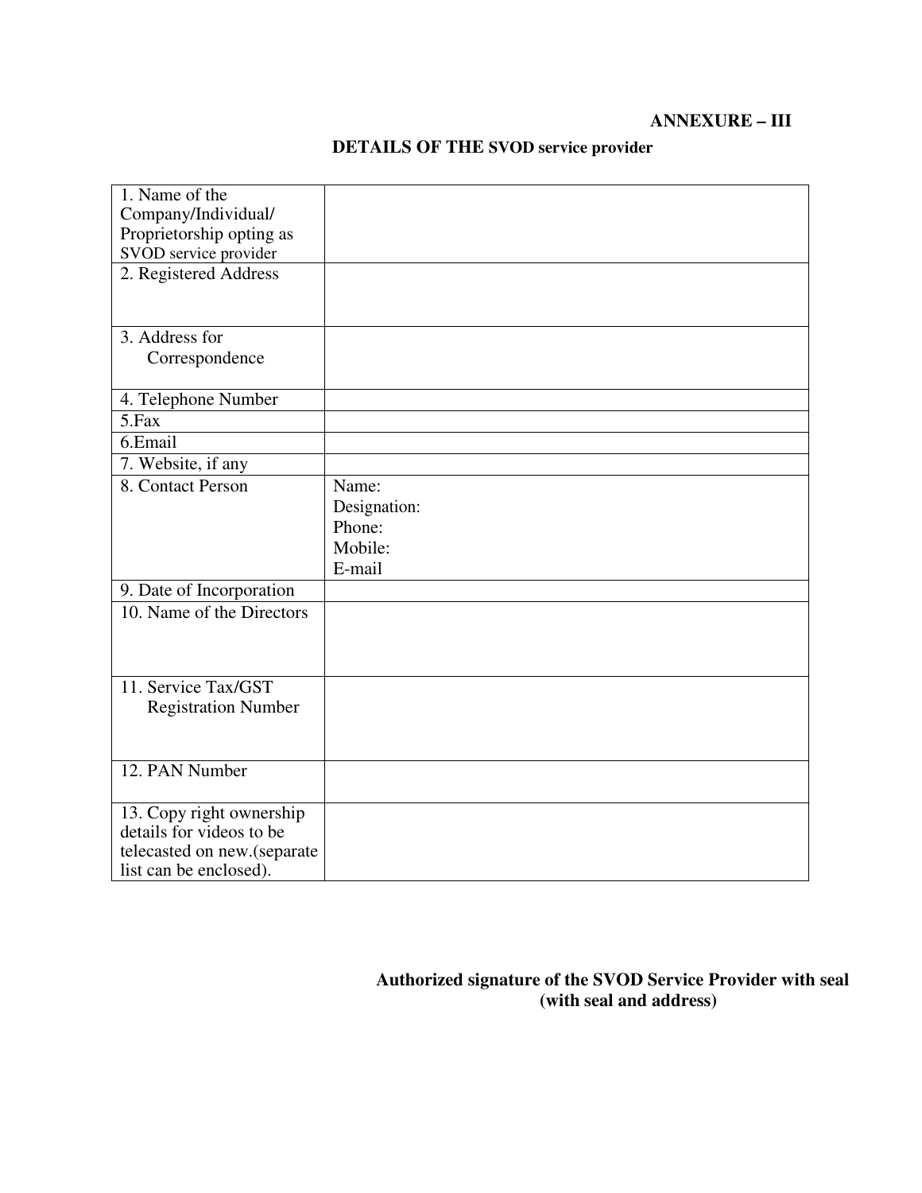**ANNEXURE – III**

## DETAILS OF THE SVOD service provider

| | |
|---|---|
| 1. Name of the Company/Individual/ Proprietorship opting as SVOD service provider | |
| 2. Registered Address | |
| 3. Address for Correspondence | |
| 4. Telephone Number | |
| 5.Fax | |
| 6.Email | |
| 7. Website, if any | |
| 8. Contact Person | Name:<br>Designation:<br>Phone:<br>Mobile:<br>E-mail |
| 9. Date of Incorporation | |
| 10. Name of the Directors | |
| 11. Service Tax/GST Registration Number | |
| 12. PAN Number | |
| 13. Copy right ownership details for videos to be telecasted on new.(separate list can be enclosed). | |

**Authorized signature of the SVOD Service Provider with seal (with seal and address)**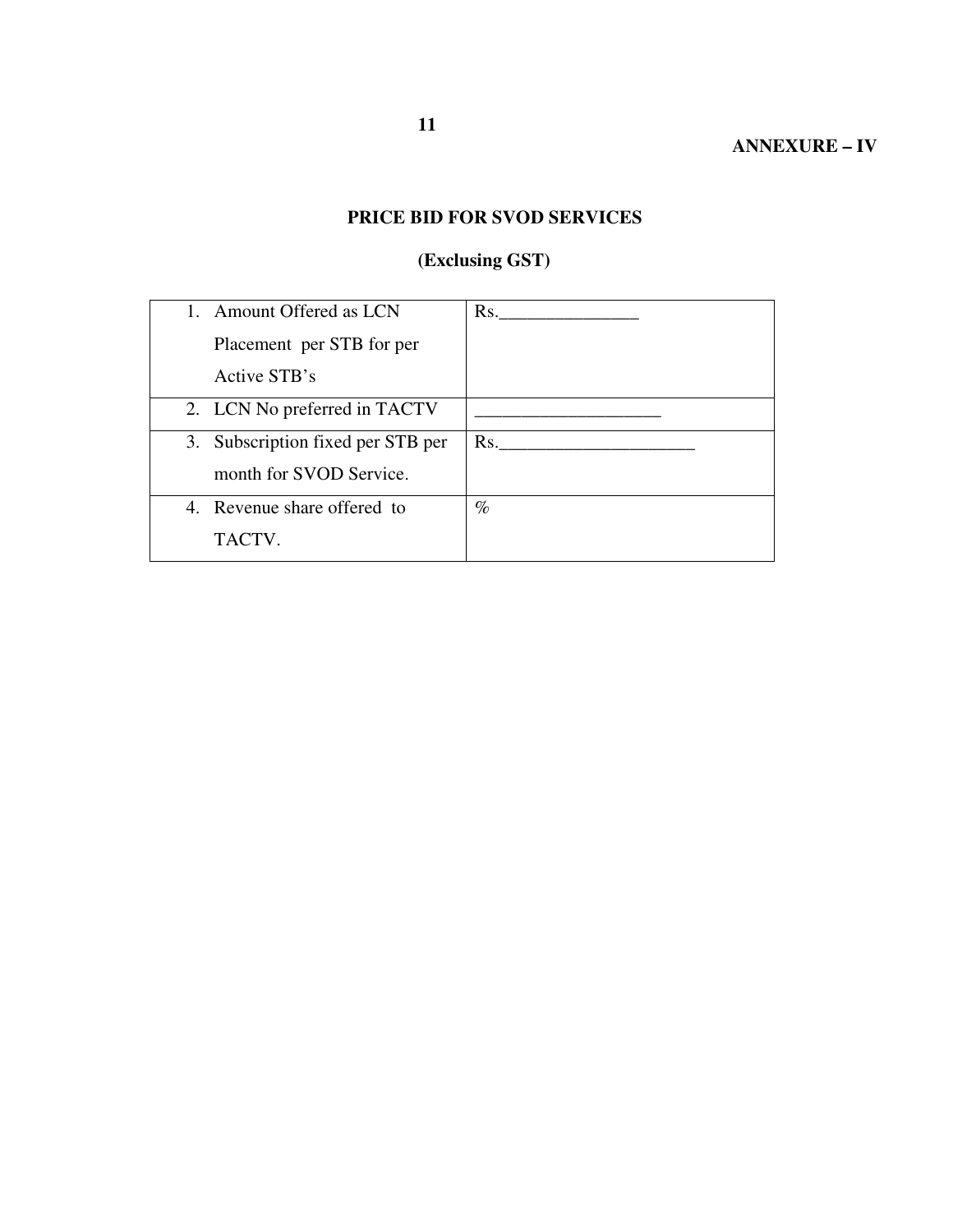**ANNEXURE – IV**

## PRICE BID FOR SVOD SERVICES

## (Exclusing GST)

| | |
|---|---|
| 1. Amount Offered as LCN Placement per STB for per Active STB's | Rs._______________ |
| 2. LCN No preferred in TACTV | ____________________ |
| 3. Subscription fixed per STB per month for SVOD Service. | Rs._____________________ |
| 4. Revenue share offered to TACTV. | % |